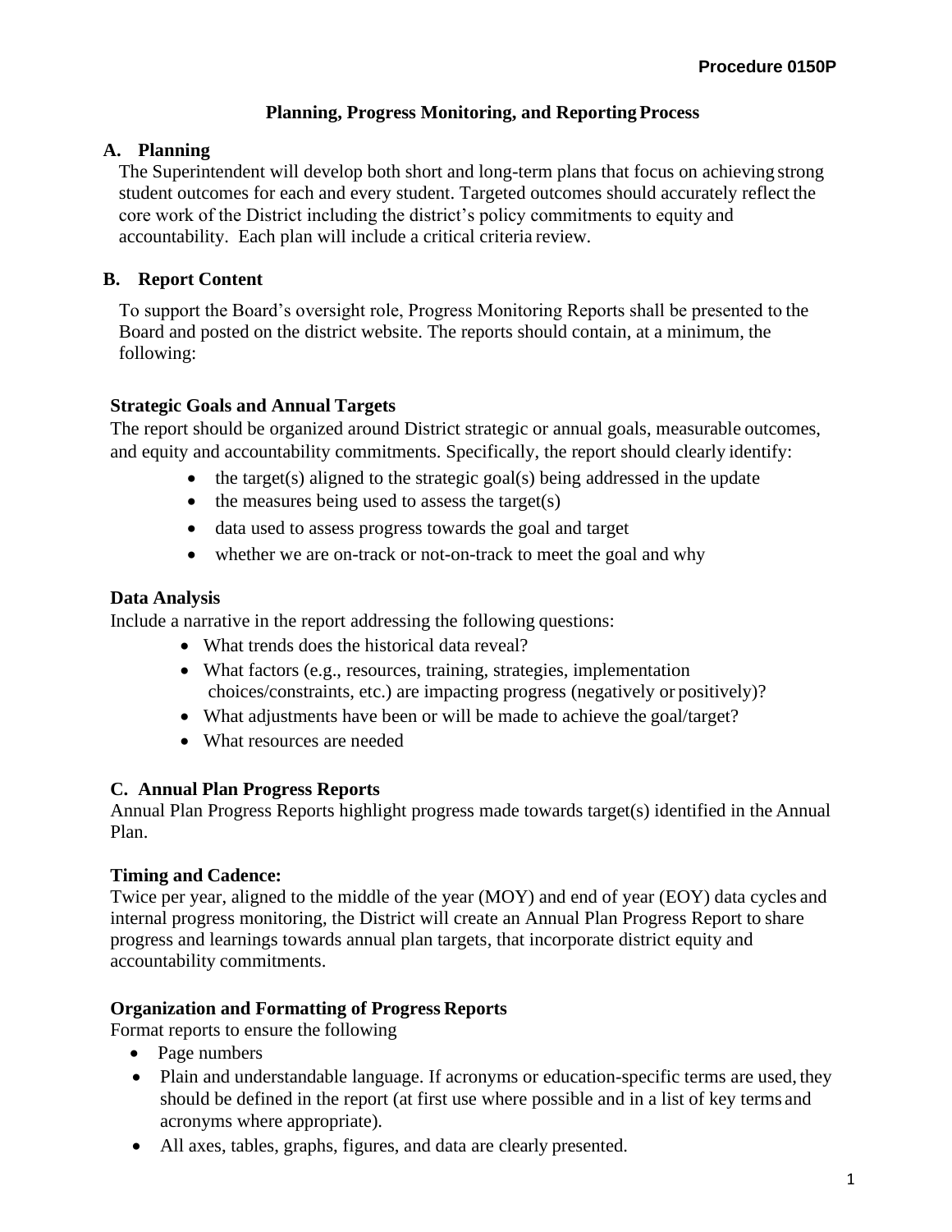Procedure 0150P

# Planning, Progress Monitoring, and Reporting Process

## A. Planning

The Superintendent will develop both short and long-term plans that focus on achieving strong student outcomes for each and every student. Targeted outcomes should accurately reflect the core work of the District including the district's policy commitments to equity and accountability. Each plan will include a critical criteria review.

## B. Report Content

To support the Board's oversight role, Progress Monitoring Reports shall be presented to the Board and posted on the district website. The reports should contain, at a minimum, the following:

### Strategic Goals and Annual Targets

The report should be organized around District strategic or annual goals, measurable outcomes, and equity and accountability commitments. Specifically, the report should clearly identify:

- the target(s) aligned to the strategic goal(s) being addressed in the update
- the measures being used to assess the target(s)
- data used to assess progress towards the goal and target
- whether we are on-track or not-on-track to meet the goal and why

### Data Analysis

Include a narrative in the report addressing the following questions:

- What trends does the historical data reveal?
- What factors (e.g., resources, training, strategies, implementation choices/constraints, etc.) are impacting progress (negatively or positively)?
- What adjustments have been or will be made to achieve the goal/target?
- What resources are needed

## C. Annual Plan Progress Reports

Annual Plan Progress Reports highlight progress made towards target(s) identified in the Annual Plan.

### Timing and Cadence:

Twice per year, aligned to the middle of the year (MOY) and end of year (EOY) data cycles and internal progress monitoring, the District will create an Annual Plan Progress Report to share progress and learnings towards annual plan targets, that incorporate district equity and accountability commitments.

### Organization and Formatting of Progress Reports

Format reports to ensure the following

- Page numbers
- Plain and understandable language. If acronyms or education-specific terms are used, they should be defined in the report (at first use where possible and in a list of key terms and acronyms where appropriate).
- All axes, tables, graphs, figures, and data are clearly presented.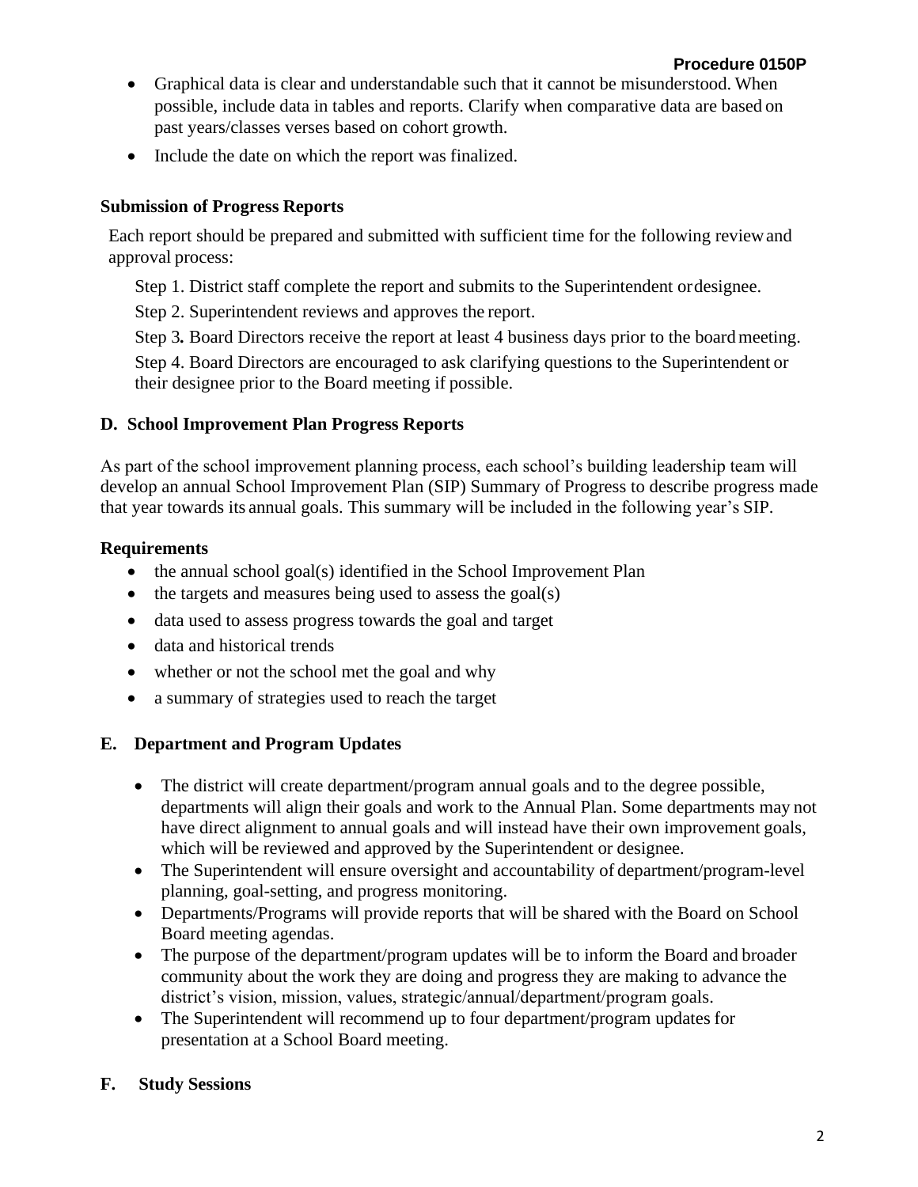- Graphical data is clear and understandable such that it cannot be misunderstood. When possible, include data in tables and reports. Clarify when comparative data are based on past years/classes verses based on cohort growth.
- Include the date on which the report was finalized.

**Submission of Progress Reports**

Each report should be prepared and submitted with sufficient time for the following review and approval process:

Step 1. District staff complete the report and submits to the Superintendent or designee.

Step 2. Superintendent reviews and approves the report.

Step 3**.** Board Directors receive the report at least 4 business days prior to the board meeting.

Step 4. Board Directors are encouraged to ask clarifying questions to the Superintendent or their designee prior to the Board meeting if possible.

## D. School Improvement Plan Progress Reports

As part of the school improvement planning process, each school's building leadership team will develop an annual School Improvement Plan (SIP) Summary of Progress to describe progress made that year towards its annual goals. This summary will be included in the following year's SIP.

### Requirements

- the annual school goal(s) identified in the School Improvement Plan
- the targets and measures being used to assess the goal(s)
- data used to assess progress towards the goal and target
- data and historical trends
- whether or not the school met the goal and why
- a summary of strategies used to reach the target

## E. Department and Program Updates

- The district will create department/program annual goals and to the degree possible, departments will align their goals and work to the Annual Plan. Some departments may not have direct alignment to annual goals and will instead have their own improvement goals, which will be reviewed and approved by the Superintendent or designee.
- The Superintendent will ensure oversight and accountability of department/program-level planning, goal-setting, and progress monitoring.
- Departments/Programs will provide reports that will be shared with the Board on School Board meeting agendas.
- The purpose of the department/program updates will be to inform the Board and broader community about the work they are doing and progress they are making to advance the district's vision, mission, values, strategic/annual/department/program goals.
- The Superintendent will recommend up to four department/program updates for presentation at a School Board meeting.

## F. Study Sessions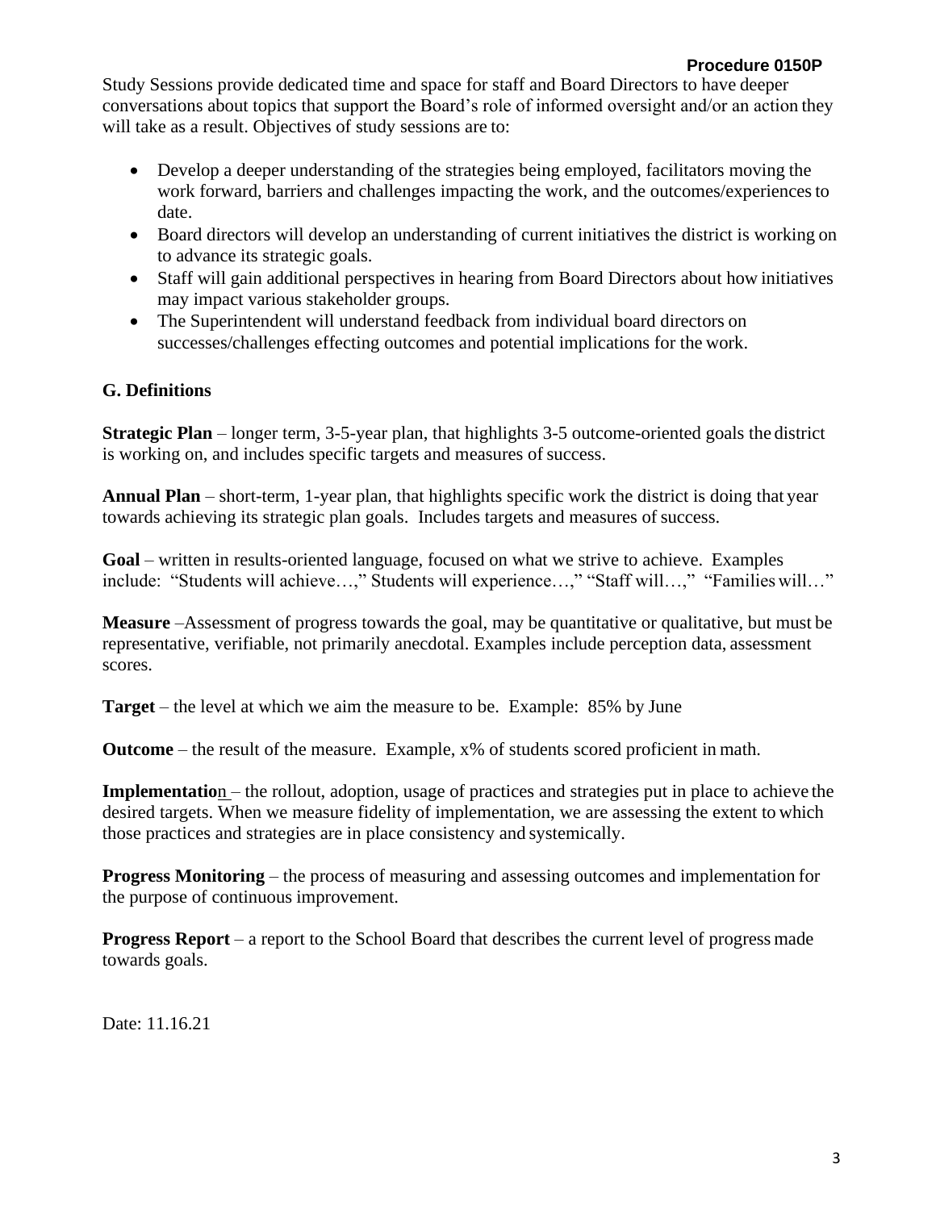Study Sessions provide dedicated time and space for staff and Board Directors to have deeper conversations about topics that support the Board's role of informed oversight and/or an action they will take as a result. Objectives of study sessions are to:

- Develop a deeper understanding of the strategies being employed, facilitators moving the work forward, barriers and challenges impacting the work, and the outcomes/experiences to date.
- Board directors will develop an understanding of current initiatives the district is working on to advance its strategic goals.
- Staff will gain additional perspectives in hearing from Board Directors about how initiatives may impact various stakeholder groups.
- The Superintendent will understand feedback from individual board directors on successes/challenges effecting outcomes and potential implications for the work.

## G. Definitions

**Strategic Plan** – longer term, 3-5-year plan, that highlights 3-5 outcome-oriented goals the district is working on, and includes specific targets and measures of success.

**Annual Plan** – short-term, 1-year plan, that highlights specific work the district is doing that year towards achieving its strategic plan goals. Includes targets and measures of success.

**Goal** – written in results-oriented language, focused on what we strive to achieve. Examples include: "Students will achieve…," Students will experience…," "Staff will…," "Families will…"

**Measure** –Assessment of progress towards the goal, may be quantitative or qualitative, but must be representative, verifiable, not primarily anecdotal. Examples include perception data, assessment scores.

**Target** – the level at which we aim the measure to be. Example: 85% by June

**Outcome** – the result of the measure. Example, x% of students scored proficient in math.

**Implementation** – the rollout, adoption, usage of practices and strategies put in place to achieve the desired targets. When we measure fidelity of implementation, we are assessing the extent to which those practices and strategies are in place consistency and systemically.

**Progress Monitoring** – the process of measuring and assessing outcomes and implementation for the purpose of continuous improvement.

**Progress Report** – a report to the School Board that describes the current level of progress made towards goals.

Date: 11.16.21